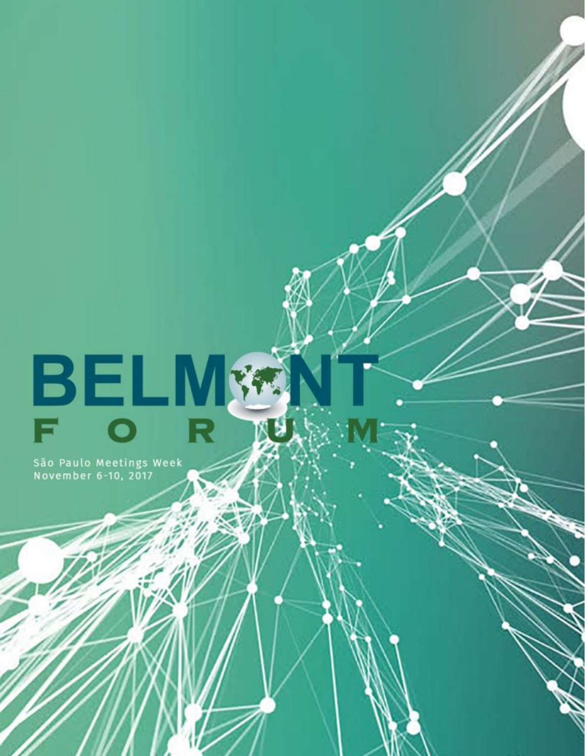# BELMONT FORUM

São Paulo Meetings Week
November 6-10, 2017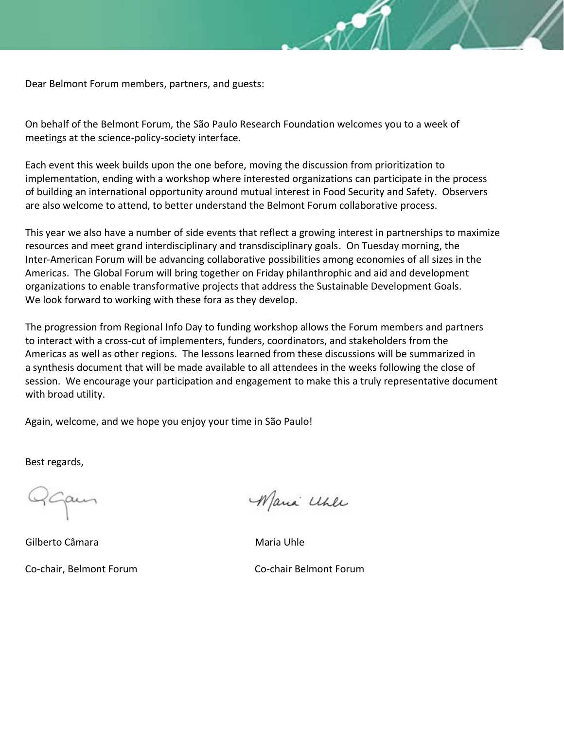Dear Belmont Forum members, partners, and guests:

On behalf of the Belmont Forum, the São Paulo Research Foundation welcomes you to a week of meetings at the science-policy-society interface.

Each event this week builds upon the one before, moving the discussion from prioritization to implementation, ending with a workshop where interested organizations can participate in the process of building an international opportunity around mutual interest in Food Security and Safety. Observers are also welcome to attend, to better understand the Belmont Forum collaborative process.

This year we also have a number of side events that reflect a growing interest in partnerships to maximize resources and meet grand interdisciplinary and transdisciplinary goals. On Tuesday morning, the Inter-American Forum will be advancing collaborative possibilities among economies of all sizes in the Americas. The Global Forum will bring together on Friday philanthropic and aid and development organizations to enable transformative projects that address the Sustainable Development Goals. We look forward to working with these fora as they develop.

The progression from Regional Info Day to funding workshop allows the Forum members and partners to interact with a cross-cut of implementers, funders, coordinators, and stakeholders from the Americas as well as other regions. The lessons learned from these discussions will be summarized in a synthesis document that will be made available to all attendees in the weeks following the close of session. We encourage your participation and engagement to make this a truly representative document with broad utility.

Again, welcome, and we hope you enjoy your time in São Paulo!

Best regards,

Gilberto Câmara
Co-chair, Belmont Forum

Maria Uhle
Co-chair Belmont Forum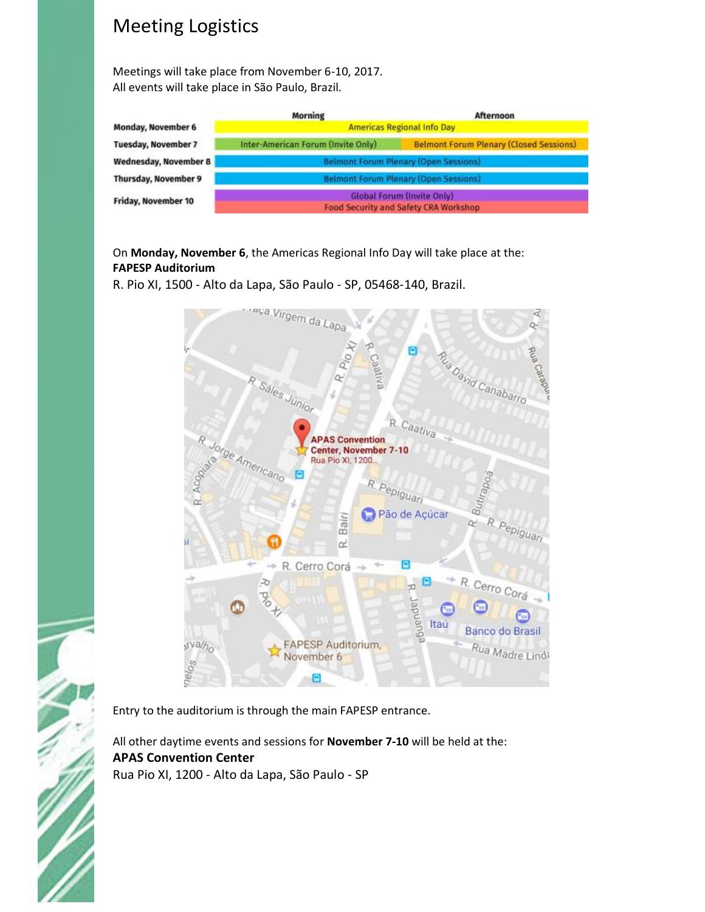# Meeting Logistics

Meetings will take place from November 6-10, 2017.
All events will take place in São Paulo, Brazil.

| | Morning | Afternoon |
|---|---|---|
| Monday, November 6 | Americas Regional Info Day | |
| Tuesday, November 7 | Inter-American Forum (Invite Only) | Belmont Forum Plenary (Closed Sessions) |
| Wednesday, November 8 | Belmont Forum Plenary (Open Sessions) | |
| Thursday, November 9 | Belmont Forum Plenary (Open Sessions) | |
| Friday, November 10 | Global Forum (Invite Only)<br>Food Security and Safety CRA Workshop | |

On **Monday, November 6**, the Americas Regional Info Day will take place at the:
**FAPESP Auditorium**
R. Pio XI, 1500 - Alto da Lapa, São Paulo - SP, 05468-140, Brazil.

Entry to the auditorium is through the main FAPESP entrance.

All other daytime events and sessions for **November 7-10** will be held at the:
**APAS Convention Center**
Rua Pio XI, 1200 - Alto da Lapa, São Paulo - SP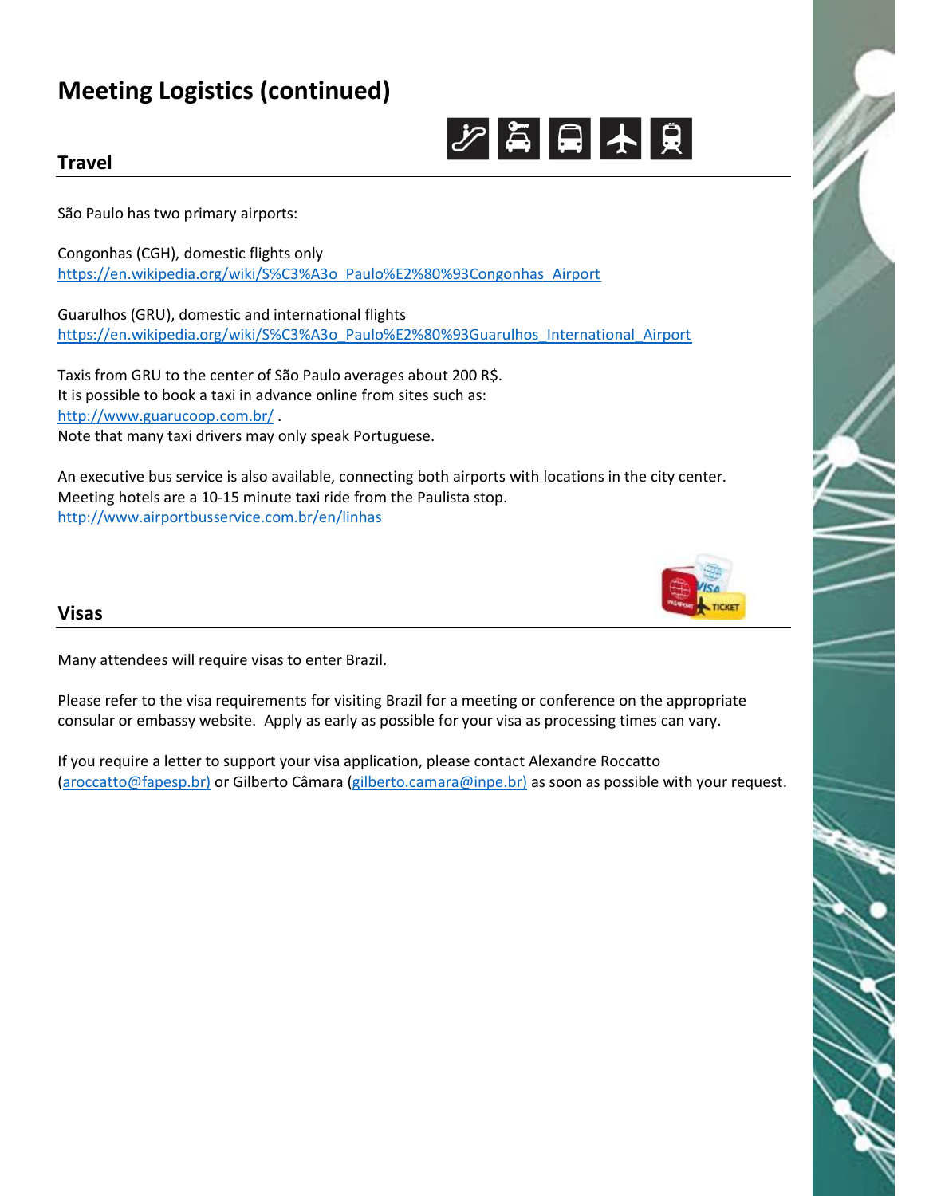# Meeting Logistics (continued)

## Travel

São Paulo has two primary airports:

Congonhas (CGH), domestic flights only
https://en.wikipedia.org/wiki/S%C3%A3o_Paulo%E2%80%93Congonhas_Airport

Guarulhos (GRU), domestic and international flights
https://en.wikipedia.org/wiki/S%C3%A3o_Paulo%E2%80%93Guarulhos_International_Airport

Taxis from GRU to the center of São Paulo averages about 200 R$.
It is possible to book a taxi in advance online from sites such as:
http://www.guarucoop.com.br/ .
Note that many taxi drivers may only speak Portuguese.

An executive bus service is also available, connecting both airports with locations in the city center.
Meeting hotels are a 10-15 minute taxi ride from the Paulista stop.
http://www.airportbusservice.com.br/en/linhas

## Visas

Many attendees will require visas to enter Brazil.

Please refer to the visa requirements for visiting Brazil for a meeting or conference on the appropriate consular or embassy website. Apply as early as possible for your visa as processing times can vary.

If you require a letter to support your visa application, please contact Alexandre Roccatto (aroccatto@fapesp.br) or Gilberto Câmara (gilberto.camara@inpe.br) as soon as possible with your request.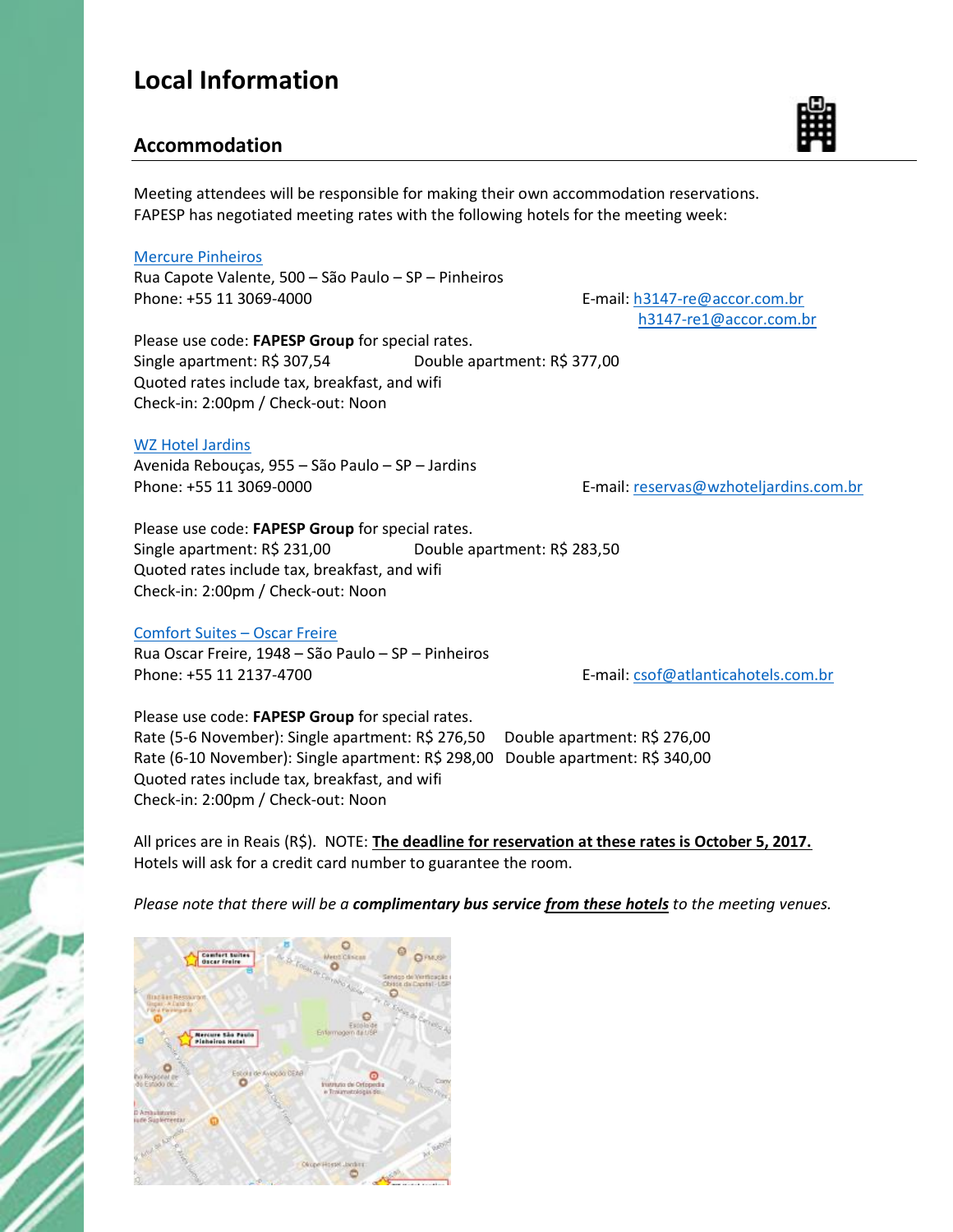# Local Information

## Accommodation

Meeting attendees will be responsible for making their own accommodation reservations. FAPESP has negotiated meeting rates with the following hotels for the meeting week:

Mercure Pinheiros
Rua Capote Valente, 500 – São Paulo – SP – Pinheiros
Phone: +55 11 3069-4000
E-mail: h3147-re@accor.com.br
h3147-re1@accor.com.br

Please use code: **FAPESP Group** for special rates.
Single apartment: R$ 307,54 Double apartment: R$ 377,00
Quoted rates include tax, breakfast, and wifi
Check-in: 2:00pm / Check-out: Noon

WZ Hotel Jardins
Avenida Rebouças, 955 – São Paulo – SP – Jardins
Phone: +55 11 3069-0000
E-mail: reservas@wzhoteljardins.com.br

Please use code: **FAPESP Group** for special rates.
Single apartment: R$ 231,00 Double apartment: R$ 283,50
Quoted rates include tax, breakfast, and wifi
Check-in: 2:00pm / Check-out: Noon

Comfort Suites – Oscar Freire
Rua Oscar Freire, 1948 – São Paulo – SP – Pinheiros
Phone: +55 11 2137-4700
E-mail: csof@atlanticahotels.com.br

Please use code: **FAPESP Group** for special rates.
Rate (5-6 November): Single apartment: R$ 276,50 Double apartment: R$ 276,00
Rate (6-10 November): Single apartment: R$ 298,00 Double apartment: R$ 340,00
Quoted rates include tax, breakfast, and wifi
Check-in: 2:00pm / Check-out: Noon

All prices are in Reais (R$). NOTE: **The deadline for reservation at these rates is October 5, 2017.**
Hotels will ask for a credit card number to guarantee the room.

*Please note that there will be a **complimentary bus service from these hotels** to the meeting venues.*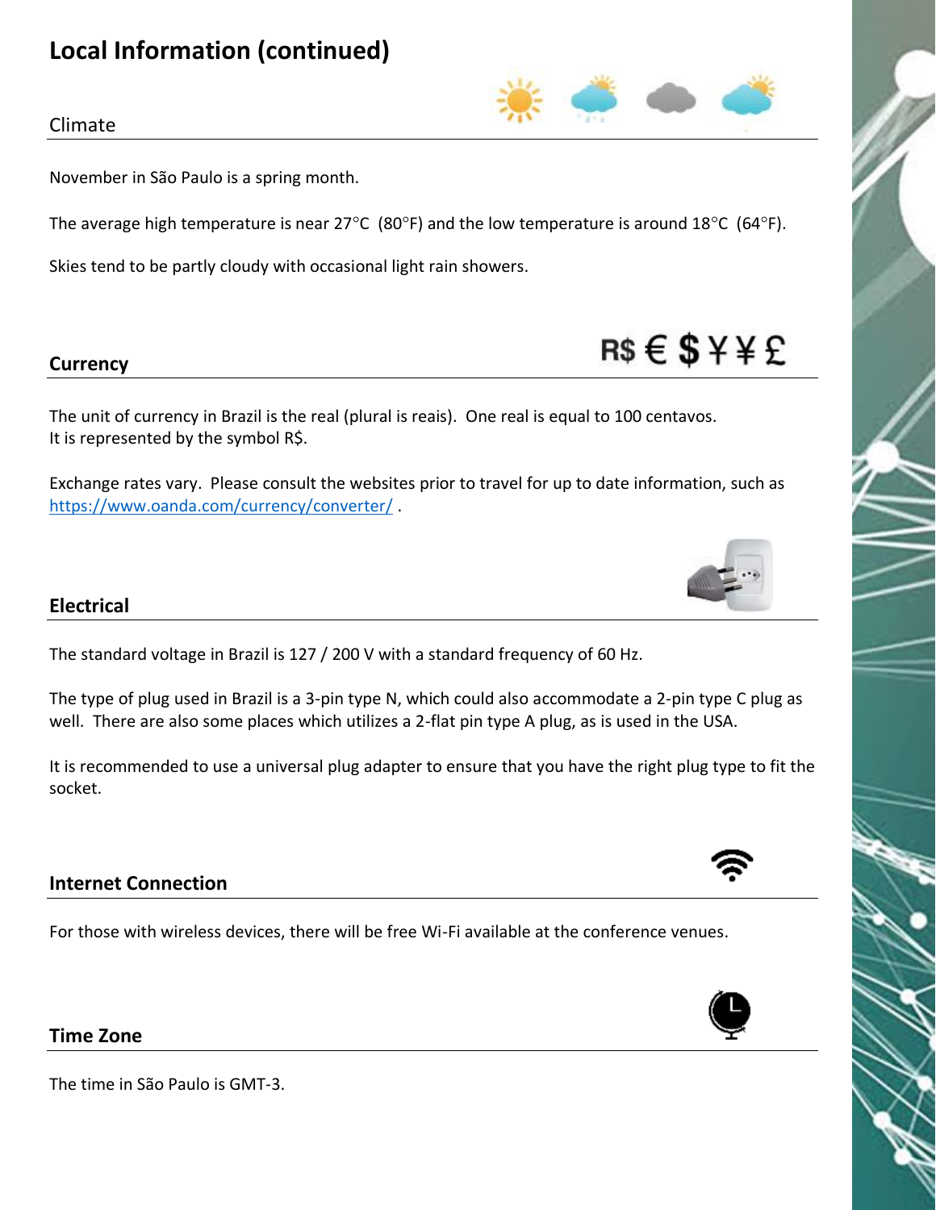# Local Information (continued)

## Climate

November in São Paulo is a spring month.

The average high temperature is near 27°C (80°F) and the low temperature is around 18°C (64°F).

Skies tend to be partly cloudy with occasional light rain showers.

## Currency

The unit of currency in Brazil is the real (plural is reais). One real is equal to 100 centavos.
It is represented by the symbol R$.

Exchange rates vary. Please consult the websites prior to travel for up to date information, such as https://www.oanda.com/currency/converter/ .

## Electrical

The standard voltage in Brazil is 127 / 200 V with a standard frequency of 60 Hz.

The type of plug used in Brazil is a 3-pin type N, which could also accommodate a 2-pin type C plug as well. There are also some places which utilizes a 2-flat pin type A plug, as is used in the USA.

It is recommended to use a universal plug adapter to ensure that you have the right plug type to fit the socket.

## Internet Connection

For those with wireless devices, there will be free Wi-Fi available at the conference venues.

## Time Zone

The time in São Paulo is GMT-3.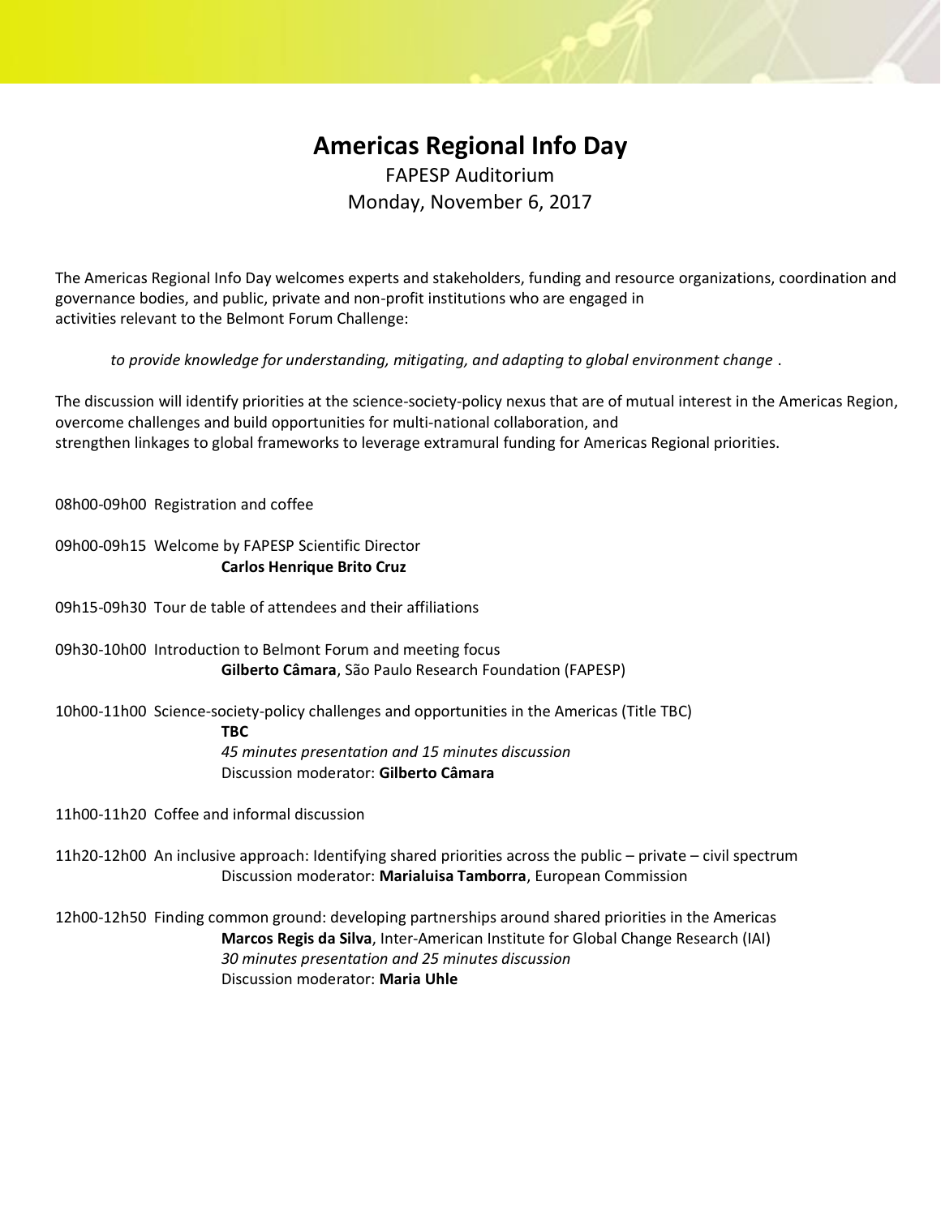# Americas Regional Info Day

FAPESP Auditorium

Monday, November 6, 2017

The Americas Regional Info Day welcomes experts and stakeholders, funding and resource organizations, coordination and governance bodies, and public, private and non-profit institutions who are engaged in activities relevant to the Belmont Forum Challenge:

*to provide knowledge for understanding, mitigating, and adapting to global environment change* .

The discussion will identify priorities at the science-society-policy nexus that are of mutual interest in the Americas Region, overcome challenges and build opportunities for multi-national collaboration, and strengthen linkages to global frameworks to leverage extramural funding for Americas Regional priorities.

08h00-09h00 Registration and coffee

09h00-09h15 Welcome by FAPESP Scientific Director
**Carlos Henrique Brito Cruz**

09h15-09h30 Tour de table of attendees and their affiliations

09h30-10h00 Introduction to Belmont Forum and meeting focus
**Gilberto Câmara**, São Paulo Research Foundation (FAPESP)

10h00-11h00 Science-society-policy challenges and opportunities in the Americas (Title TBC)
**TBC**
*45 minutes presentation and 15 minutes discussion*
Discussion moderator: **Gilberto Câmara**

11h00-11h20 Coffee and informal discussion

11h20-12h00 An inclusive approach: Identifying shared priorities across the public – private – civil spectrum
Discussion moderator: **Marialuisa Tamborra**, European Commission

12h00-12h50 Finding common ground: developing partnerships around shared priorities in the Americas
**Marcos Regis da Silva**, Inter-American Institute for Global Change Research (IAI)
*30 minutes presentation and 25 minutes discussion*
Discussion moderator: **Maria Uhle**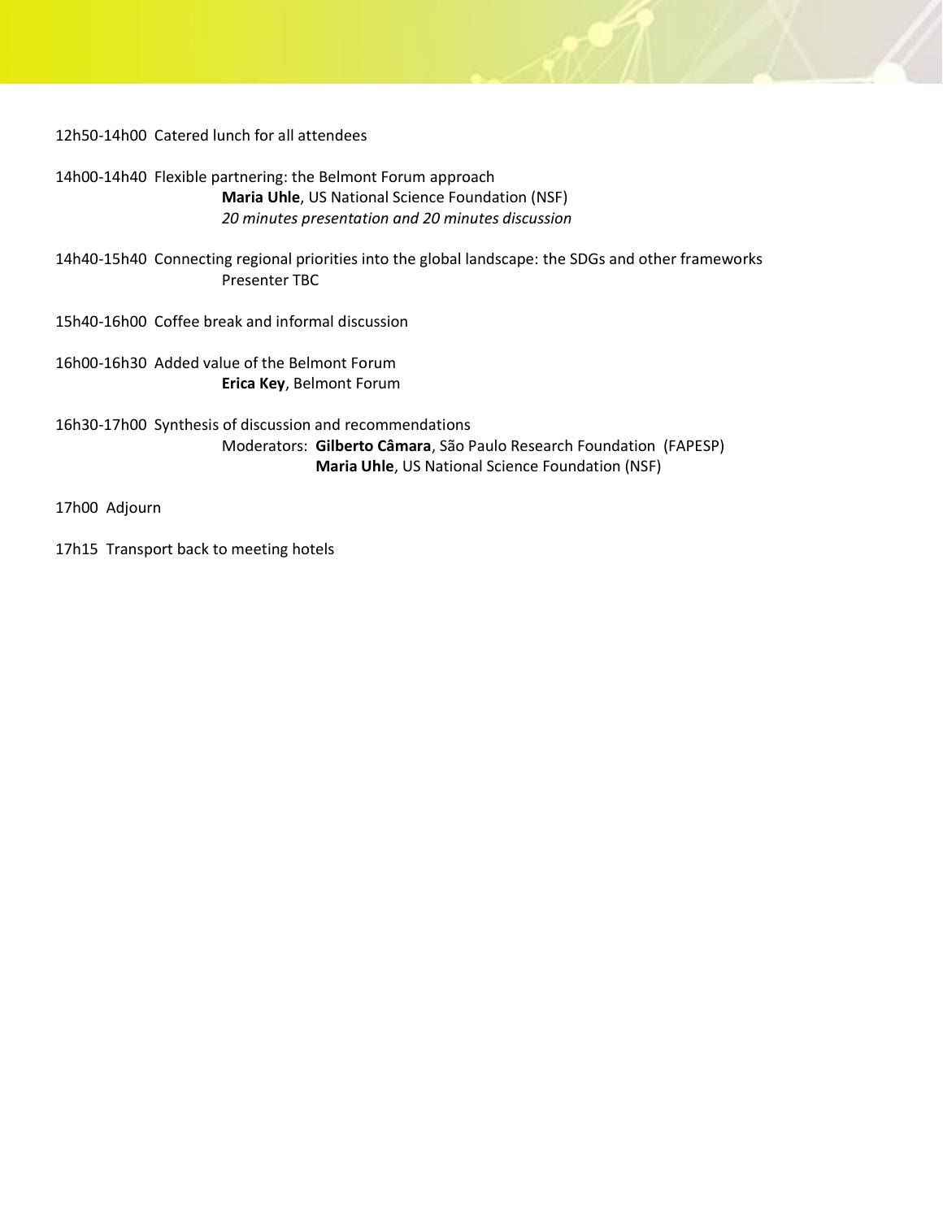12h50-14h00 Catered lunch for all attendees

14h00-14h40 Flexible partnering: the Belmont Forum approach
**Maria Uhle**, US National Science Foundation (NSF)
*20 minutes presentation and 20 minutes discussion*

14h40-15h40 Connecting regional priorities into the global landscape: the SDGs and other frameworks
Presenter TBC

15h40-16h00 Coffee break and informal discussion

16h00-16h30 Added value of the Belmont Forum
**Erica Key**, Belmont Forum

16h30-17h00 Synthesis of discussion and recommendations
Moderators: **Gilberto Câmara**, São Paulo Research Foundation (FAPESP)
**Maria Uhle**, US National Science Foundation (NSF)

17h00 Adjourn

17h15 Transport back to meeting hotels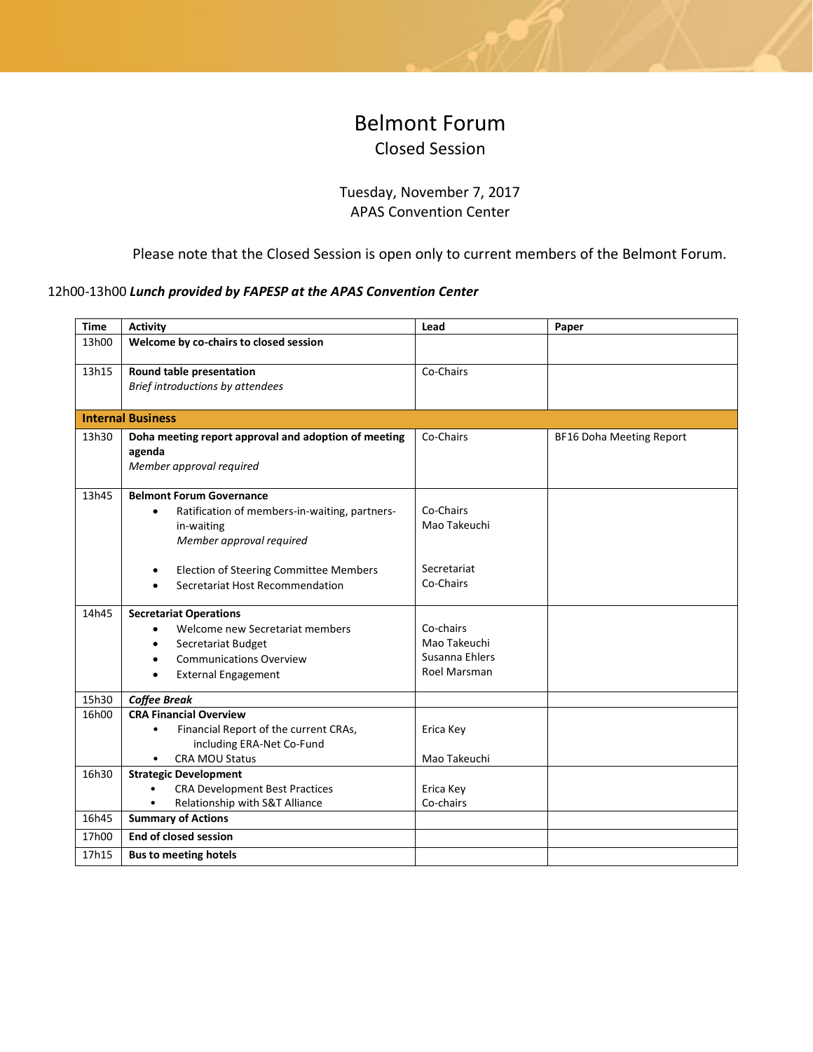# Belmont Forum

## Closed Session

Tuesday, November 7, 2017
APAS Convention Center

Please note that the Closed Session is open only to current members of the Belmont Forum.

12h00-13h00 ***Lunch provided by FAPESP at the APAS Convention Center***

| Time | Activity | Lead | Paper |
|---|---|---|---|
| 13h00 | **Welcome by co-chairs to closed session** | | |
| 13h15 | **Round table presentation**<br>*Brief introductions by attendees* | Co-Chairs | |
| **Internal Business** | | | |
| 13h30 | **Doha meeting report approval and adoption of meeting agenda**<br>*Member approval required* | Co-Chairs | BF16 Doha Meeting Report |
| 13h45 | **Belmont Forum Governance**<br>• Ratification of members-in-waiting, partners-in-waiting *Member approval required*<br>• Election of Steering Committee Members<br>• Secretariat Host Recommendation | Co-Chairs<br>Mao Takeuchi<br>Secretariat<br>Co-Chairs | |
| 14h45 | **Secretariat Operations**<br>• Welcome new Secretariat members<br>• Secretariat Budget<br>• Communications Overview<br>• External Engagement | Co-chairs<br>Mao Takeuchi<br>Susanna Ehlers<br>Roel Marsman | |
| 15h30 | ***Coffee Break*** | | |
| 16h00 | **CRA Financial Overview**<br>• Financial Report of the current CRAs, including ERA-Net Co-Fund<br>• CRA MOU Status | Erica Key<br>Mao Takeuchi | |
| 16h30 | **Strategic Development**<br>• CRA Development Best Practices<br>• Relationship with S&T Alliance | Erica Key<br>Co-chairs | |
| 16h45 | **Summary of Actions** | | |
| 17h00 | **End of closed session** | | |
| 17h15 | **Bus to meeting hotels** | | |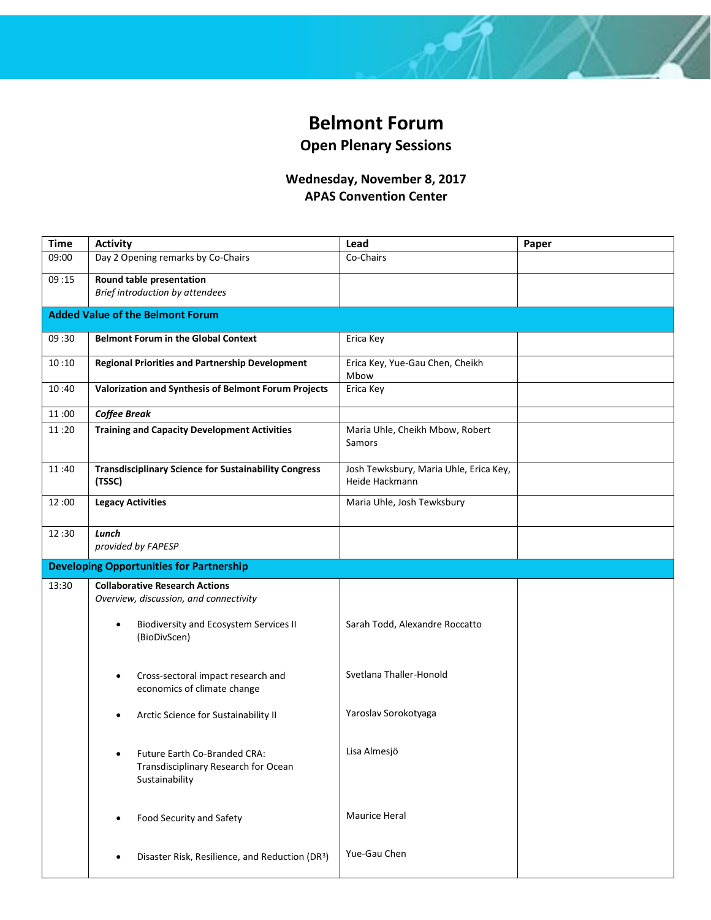# Belmont Forum

## Open Plenary Sessions

### Wednesday, November 8, 2017
### APAS Convention Center

| Time | Activity | Lead | Paper |
|---|---|---|---|
| 09:00 | Day 2 Opening remarks by Co-Chairs | Co-Chairs | |
| 09 :15 | **Round table presentation** *Brief introduction by attendees* | | |
| **Added Value of the Belmont Forum** | | | |
| 09 :30 | **Belmont Forum in the Global Context** | Erica Key | |
| 10 :10 | **Regional Priorities and Partnership Development** | Erica Key, Yue-Gau Chen, Cheikh Mbow | |
| 10 :40 | **Valorization and Synthesis of Belmont Forum Projects** | Erica Key | |
| 11 :00 | ***Coffee Break*** | | |
| 11 :20 | **Training and Capacity Development Activities** | Maria Uhle, Cheikh Mbow, Robert Samors | |
| 11 :40 | **Transdisciplinary Science for Sustainability Congress (TSSC)** | Josh Tewksbury, Maria Uhle, Erica Key, Heide Hackmann | |
| 12 :00 | **Legacy Activities** | Maria Uhle, Josh Tewksbury | |
| 12 :30 | ***Lunch*** *provided by FAPESP* | | |
| **Developing Opportunities for Partnership** | | | |
| 13:30 | **Collaborative Research Actions** *Overview, discussion, and connectivity* | | |
| | • Biodiversity and Ecosystem Services II (BioDivScen) | Sarah Todd, Alexandre Roccatto | |
| | • Cross-sectoral impact research and economics of climate change | Svetlana Thaller-Honold | |
| | • Arctic Science for Sustainability II | Yaroslav Sorokotyaga | |
| | • Future Earth Co-Branded CRA: Transdisciplinary Research for Ocean Sustainability | Lisa Almesjö | |
| | • Food Security and Safety | Maurice Heral | |
| | • Disaster Risk, Resilience, and Reduction ($DR^3$) | Yue-Gau Chen | |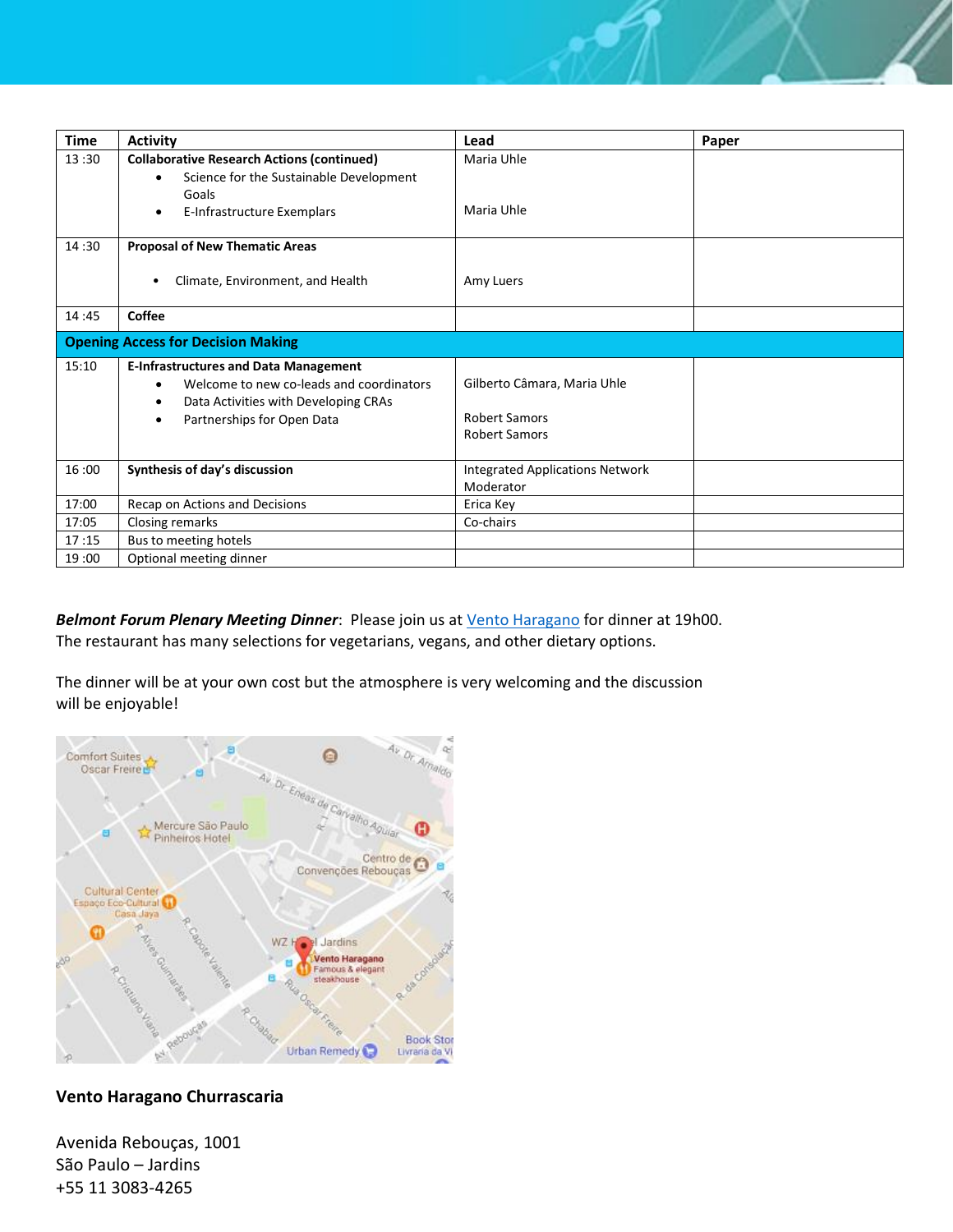| Time | Activity | Lead | Paper |
|---|---|---|---|
| 13 :30 | **Collaborative Research Actions (continued)**<br>• Science for the Sustainable Development Goals<br>• E-Infrastructure Exemplars | Maria Uhle<br><br>Maria Uhle | |
| 14 :30 | **Proposal of New Thematic Areas**<br>• Climate, Environment, and Health | Amy Luers | |
| 14 :45 | **Coffee** | | |
| **Opening Access for Decision Making** | | | |
| 15:10 | **E-Infrastructures and Data Management**<br>• Welcome to new co-leads and coordinators<br>• Data Activities with Developing CRAs<br>• Partnerships for Open Data | Gilberto Câmara, Maria Uhle<br><br>Robert Samors<br>Robert Samors | |
| 16 :00 | **Synthesis of day's discussion** | Integrated Applications Network Moderator | |
| 17:00 | Recap on Actions and Decisions | Erica Key | |
| 17:05 | Closing remarks | Co-chairs | |
| 17 :15 | Bus to meeting hotels | | |
| 19 :00 | Optional meeting dinner | | |

***Belmont Forum Plenary Meeting Dinner***: Please join us at Vento Haragano for dinner at 19h00. The restaurant has many selections for vegetarians, vegans, and other dietary options.

The dinner will be at your own cost but the atmosphere is very welcoming and the discussion will be enjoyable!

**Vento Haragano Churrascaria**

Avenida Rebouças, 1001
São Paulo – Jardins
+55 11 3083-4265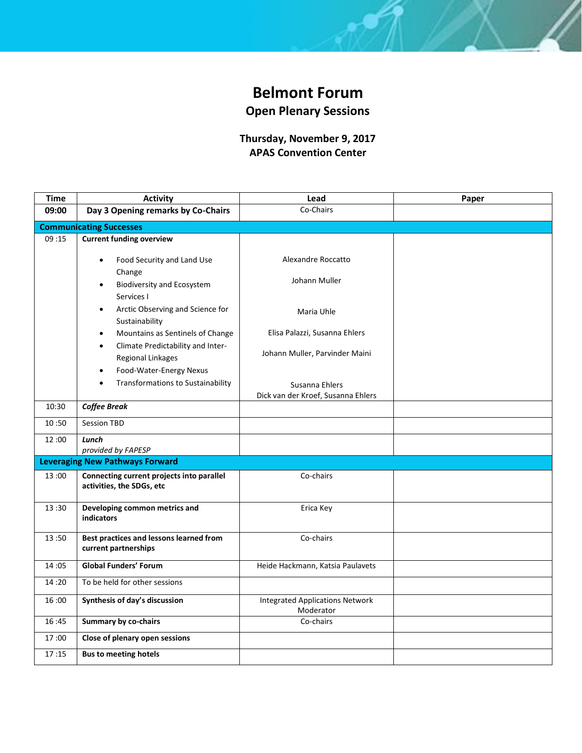# Belmont Forum

## Open Plenary Sessions

### Thursday, November 9, 2017
### APAS Convention Center

| Time | Activity | Lead | Paper |
|---|---|---|---|
| **09:00** | **Day 3 Opening remarks by Co-Chairs** | Co-Chairs | |
| **Communicating Successes** | | | |
| 09 :15 | **Current funding overview**<br>• Food Security and Land Use Change<br>• Biodiversity and Ecosystem Services I<br>• Arctic Observing and Science for Sustainability<br>• Mountains as Sentinels of Change<br>• Climate Predictability and Inter-Regional Linkages<br>• Food-Water-Energy Nexus<br>• Transformations to Sustainability | Alexandre Roccatto<br>Johann Muller<br>Maria Uhle<br>Elisa Palazzi, Susanna Ehlers<br>Johann Muller, Parvinder Maini<br>Susanna Ehlers<br>Dick van der Kroef, Susanna Ehlers | |
| 10:30 | ***Coffee Break*** | | |
| 10 :50 | Session TBD | | |
| 12 :00 | ***Lunch***<br>*provided by FAPESP* | | |
| **Leveraging New Pathways Forward** | | | |
| 13 :00 | **Connecting current projects into parallel activities, the SDGs, etc** | Co-chairs | |
| 13 :30 | **Developing common metrics and indicators** | Erica Key | |
| 13 :50 | **Best practices and lessons learned from current partnerships** | Co-chairs | |
| 14 :05 | **Global Funders' Forum** | Heide Hackmann, Katsia Paulavets | |
| 14 :20 | To be held for other sessions | | |
| 16 :00 | **Synthesis of day's discussion** | Integrated Applications Network Moderator | |
| 16 :45 | **Summary by co-chairs** | Co-chairs | |
| 17 :00 | **Close of plenary open sessions** | | |
| 17 :15 | **Bus to meeting hotels** | | |